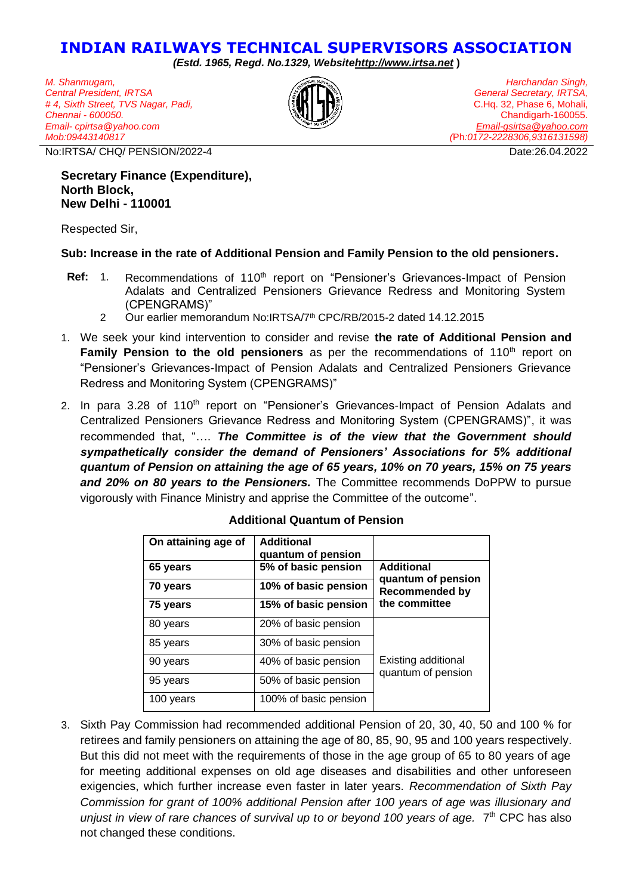# INDIAN RAILWAYS TECHNICAL SUPERVISORS ASSOCIATION

*(Estd. 1965, Regd. No.1329, Websitehttp://www.irtsa.net )*

*M. Shanmugam,*
*Central President, IRTSA*
*# 4, Sixth Street, TVS Nagar, Padi,*
*Chennai - 600050.*
*Email- cpirtsa@yahoo.com*
*Mob:09443140817*

*Harchandan Singh,*
*General Secretary, IRTSA,*
C.Hq. 32, Phase 6, Mohali,
Chandigarh-160055.
*Email-gsirtsa@yahoo.com*
*(Ph:0172-2228306,9316131598)*

No:IRTSA/ CHQ/ PENSION/2022-4 Date:26.04.2022

**Secretary Finance (Expenditure),**
**North Block,**
**New Delhi - 110001**

Respected Sir,

**Sub: Increase in the rate of Additional Pension and Family Pension to the old pensioners.**

**Ref:**
1. Recommendations of 110th report on "Pensioner's Grievances-Impact of Pension Adalats and Centralized Pensioners Grievance Redress and Monitoring System (CPENGRAMS)"
2. Our earlier memorandum No:IRTSA/7th CPC/RB/2015-2 dated 14.12.2015

1. We seek your kind intervention to consider and revise **the rate of Additional Pension and Family Pension to the old pensioners** as per the recommendations of 110th report on "Pensioner's Grievances-Impact of Pension Adalats and Centralized Pensioners Grievance Redress and Monitoring System (CPENGRAMS)"

2. In para 3.28 of 110th report on "Pensioner's Grievances-Impact of Pension Adalats and Centralized Pensioners Grievance Redress and Monitoring System (CPENGRAMS)", it was recommended that, "…. ***The Committee is of the view that the Government should sympathetically consider the demand of Pensioners' Associations for 5% additional quantum of Pension on attaining the age of 65 years, 10% on 70 years, 15% on 75 years and 20% on 80 years to the Pensioners.*** The Committee recommends DoPPW to pursue vigorously with Finance Ministry and apprise the Committee of the outcome".

**Additional Quantum of Pension**

| On attaining age of | Additional quantum of pension | |
|---|---|---|
| **65 years** | **5% of basic pension** | **Additional quantum of pension Recommended by the committee** |
| **70 years** | **10% of basic pension** | |
| **75 years** | **15% of basic pension** | |
| 80 years | 20% of basic pension | Existing additional quantum of pension |
| 85 years | 30% of basic pension | |
| 90 years | 40% of basic pension | |
| 95 years | 50% of basic pension | |
| 100 years | 100% of basic pension | |

3. Sixth Pay Commission had recommended additional Pension of 20, 30, 40, 50 and 100 % for retirees and family pensioners on attaining the age of 80, 85, 90, 95 and 100 years respectively. But this did not meet with the requirements of those in the age group of 65 to 80 years of age for meeting additional expenses on old age diseases and disabilities and other unforeseen exigencies, which further increase even faster in later years. *Recommendation of Sixth Pay Commission for grant of 100% additional Pension after 100 years of age was illusionary and unjust in view of rare chances of survival up to or beyond 100 years of age.* 7th CPC has also not changed these conditions.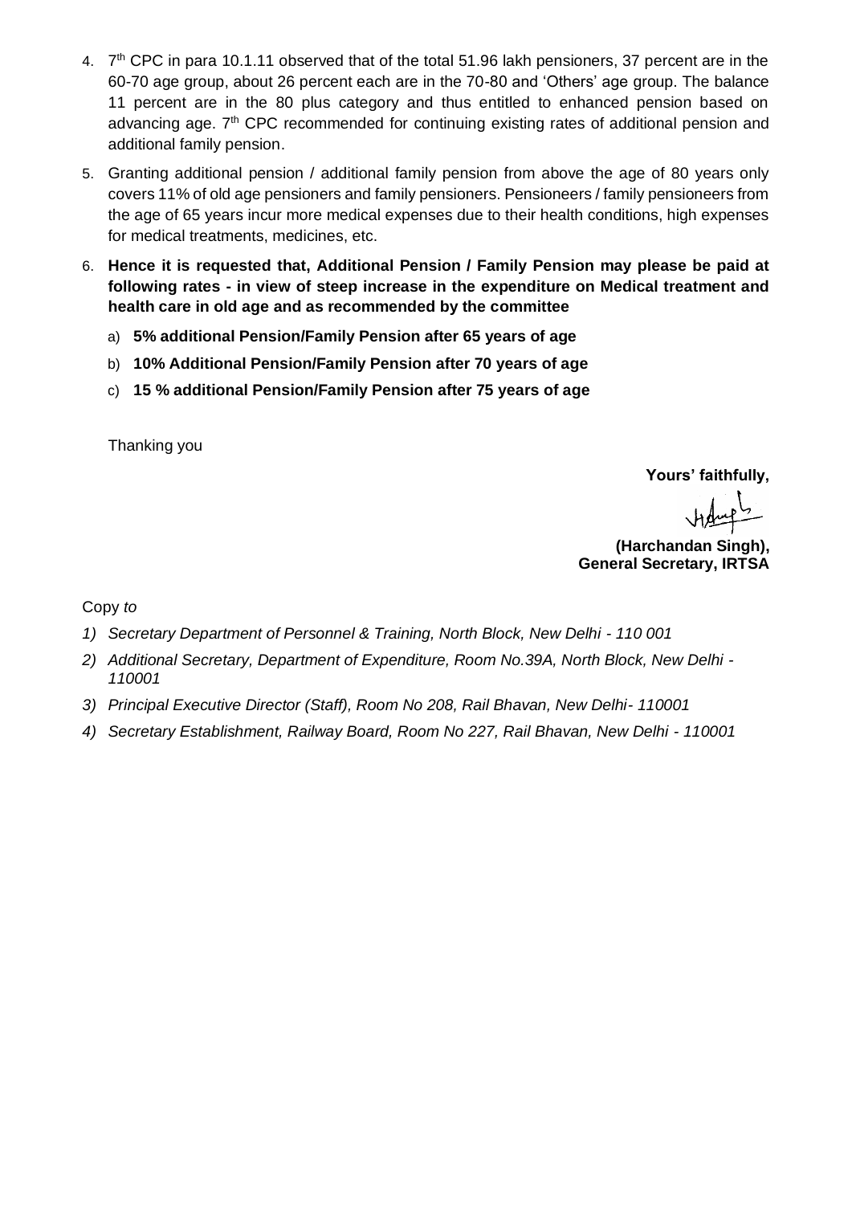4. 7th CPC in para 10.1.11 observed that of the total 51.96 lakh pensioners, 37 percent are in the 60-70 age group, about 26 percent each are in the 70-80 and 'Others' age group. The balance 11 percent are in the 80 plus category and thus entitled to enhanced pension based on advancing age. 7th CPC recommended for continuing existing rates of additional pension and additional family pension.

5. Granting additional pension / additional family pension from above the age of 80 years only covers 11% of old age pensioners and family pensioners. Pensioneers / family pensioneers from the age of 65 years incur more medical expenses due to their health conditions, high expenses for medical treatments, medicines, etc.

6. **Hence it is requested that, Additional Pension / Family Pension may please be paid at following rates - in view of steep increase in the expenditure on Medical treatment and health care in old age and as recommended by the committee**

   a) **5% additional Pension/Family Pension after 65 years of age**

   b) **10% Additional Pension/Family Pension after 70 years of age**

   c) **15 % additional Pension/Family Pension after 75 years of age**

Thanking you

**Yours' faithfully,**

**(Harchandan Singh),**
**General Secretary, IRTSA**

Copy *to*

*1) Secretary Department of Personnel & Training, North Block, New Delhi - 110 001*

*2) Additional Secretary, Department of Expenditure, Room No.39A, North Block, New Delhi - 110001*

*3) Principal Executive Director (Staff), Room No 208, Rail Bhavan, New Delhi- 110001*

*4) Secretary Establishment, Railway Board, Room No 227, Rail Bhavan, New Delhi - 110001*